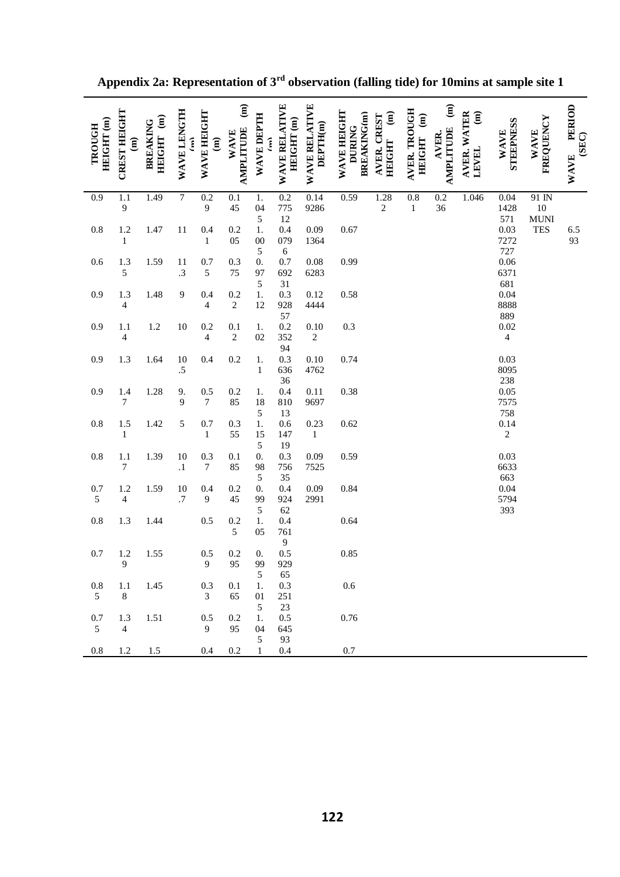**Appendix 2a: Representation of 3rd observation (falling tide) for 10mins at sample site 1**

| TROUGH HEIGHT (m) | CREST HEIGHT (m) | BREAKING HEIGHT (m) | WAVE LENGTH (m) | WAVE HEIGHT (m) | WAVE AMPLITUDE (m) | WAVE DEPTH (m) | WAVE RELATIVE HEIGHT (m) | WAVE RELATIVE DEPTH(m) | WAVE HEIGHT DURING BREAKING(m) | AVER. CREST HEIGHT (m) | AVER. TROUGH HEIGHT (m) | AVER. AMPLITUDE (m) | AVER. WATER LEVEL (m) | WAVE STEEPNESS | WAVE FREQUENCY | WAVE PERIOD (SEC) |
|---|---|---|---|---|---|---|---|---|---|---|---|---|---|---|---|---|
| 0.9 | 1.19 | 1.49 | 7 | 0.29 | 0.145 | 1.045 | 0.277512 | 0.149286 | 0.59 | 1.282 | 0.81 | 0.236 | 1.046 | 0.04428571 | 91 IN 10 MUNITES | 6.593 |
| 0.8 | 1.21 | 1.47 | 11 | 0.41 | 0.205 | 1.005 | 0.40796 | 0.091364 | 0.67 | | | | | 0.03727272 7 | | |
| 0.6 | 1.35 | 1.59 | 11.3 | 0.75 | 0.375 | 0.975 | 0.769231 | 0.086283 | 0.99 | | | | | 0.06637168 1 | | |
| 0.9 | 1.34 | 1.48 | 9 | 0.44 | 0.22 | 1.12 | 0.392857 | 0.124444 | 0.58 | | | | | 0.04888888 9 | | |
| 0.9 | 1.14 | 1.2 | 10 | 0.24 | 0.12 | 1.02 | 0.235294 | 0.102 | 0.3 | | | | | 0.024 | | |
| 0.9 | 1.3 | 1.64 | 10.5 | 0.4 | 0.2 | 1.1 | 0.363636 | 0.104762 | 0.74 | | | | | 0.03809523 8 | | |
| 0.9 | 1.47 | 1.28 | 9.9 | 0.57 | 0.285 | 1.185 | 0.481013 | 0.119697 | 0.38 | | | | | 0.05757575 8 | | |
| 0.8 | 1.51 | 1.42 | 5 | 0.71 | 0.355 | 1.155 | 0.614719 | 0.231 | 0.62 | | | | | 0.142 | | |
| 0.8 | 1.17 | 1.39 | 10.1 | 0.37 | 0.185 | 0.985 | 0.375635 | 0.097525 | 0.59 | | | | | 0.03663366 3 | | |
| 0.75 | 1.24 | 1.59 | 10.7 | 0.49 | 0.245 | 0.995 | 0.492462 | 0.092991 | 0.84 | | | | | 0.04579439 3 | | |
| 0.8 | 1.3 | 1.44 | | 0.5 | 0.25 | 1.05 | 0.47619 | | 0.64 | | | | | | | |
| 0.7 | 1.29 | 1.55 | | 0.59 | 0.295 | 0.995 | 0.592965 | | 0.85 | | | | | | | |
| 0.85 | 1.18 | 1.45 | | 0.33 | 0.165 | 1.015 | 0.325123 | | 0.6 | | | | | | | |
| 0.75 | 1.34 | 1.51 | | 0.59 | 0.295 | 1.045 | 0.564593 | | 0.76 | | | | | | | |
| 0.8 | 1.2 | 1.5 | | 0.4 | 0.2 | 1 | 0.4 | | 0.7 | | | | | | | |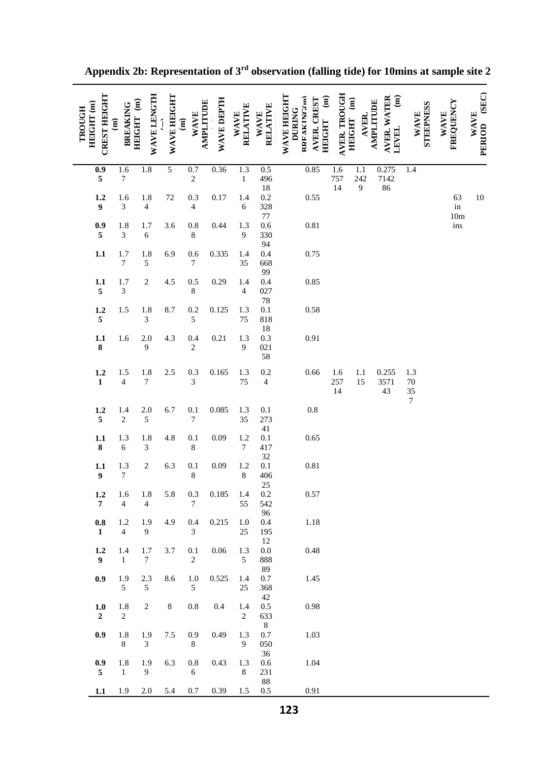**Appendix 2b: Representation of 3rd observation (falling tide) for 10mins at sample site 2**

| TROUGH HEIGHT (m) | CREST HEIGHT (m) | BREAKING HEIGHT (m) | WAVE LENGTH (m) | WAVE HEIGHT (m) | WAVE AMPLITUDE | WAVE DEPTH | WAVE RELATIVE | WAVE RELATIVE | WAVE HEIGHT DURING BREAKING(m) | AVER. CREST HEIGHT (m) | AVER. TROUGH HEIGHT (m) | AVER. AMPLITUDE | AVER. WATER LEVEL (m) | WAVE STEEPNESS | WAVE FREQUENCY | WAVE PERIOD (SEC) |
|---|---|---|---|---|---|---|---|---|---|---|---|---|---|---|---|---|
| **0.95** | 1.67 | 1.8 | 5 | 0.72 | 0.36 | 1.31 | 0.549618 | | 0.85 | 1.675714 | 1.1429 | 0.2757142 86 | 1.4 | | | |
| **1.29** | 1.63 | 1.84 | 72 | 0.34 | 0.17 | 1.46 | 0.232877 | | 0.55 | | | | | | 63 in 10mins | 10 |
| **0.95** | 1.83 | 1.76 | 3.6 | 0.88 | 0.44 | 1.39 | 0.633094 | | 0.81 | | | | | | | |
| **1.1** | 1.77 | 1.85 | 6.9 | 0.67 | 0.335 | 1.435 | 0.466899 | | 0.75 | | | | | | | |
| **1.15** | 1.73 | 2 | 4.5 | 0.58 | 0.29 | 1.44 | 0.402778 | | 0.85 | | | | | | | |
| **1.25** | 1.5 | 1.83 | 8.7 | 0.25 | 0.125 | 1.375 | 0.181818 | | 0.58 | | | | | | | |
| **1.18** | 1.6 | 2.09 | 4.3 | 0.42 | 0.21 | 1.39 | 0.302158 | | 0.91 | | | | | | | |
| **1.21** | 1.54 | 1.87 | 2.5 | 0.33 | 0.165 | 1.375 | 0.24 | | 0.66 | 1.625714 | 1.115 | 0.2553571 43 | 1.370357 | | | |
| **1.25** | 1.42 | 2.05 | 6.7 | 0.17 | 0.085 | 1.335 | 0.127341 | | 0.8 | | | | | | | |
| **1.18** | 1.36 | 1.83 | 4.8 | 0.18 | 0.09 | 1.27 | 0.141732 | | 0.65 | | | | | | | |
| **1.19** | 1.37 | 2 | 6.3 | 0.18 | 0.09 | 1.28 | 0.140625 | | 0.81 | | | | | | | |
| **1.27** | 1.64 | 1.84 | 5.8 | 0.37 | 0.185 | 1.455 | 0.254296 | | 0.57 | | | | | | | |
| **0.81** | 1.24 | 1.99 | 4.9 | 0.43 | 0.215 | 1.025 | 0.419512 | | 1.18 | | | | | | | |
| **1.29** | 1.41 | 1.77 | 3.7 | 0.12 | 0.06 | 1.35 | 0.088889 | | 0.48 | | | | | | | |
| **0.9** | 1.95 | 2.35 | 8.6 | 1.05 | 0.525 | 1.425 | 0.736842 | | 1.45 | | | | | | | |
| **1.02** | 1.82 | 2 | 8 | 0.8 | 0.4 | 1.42 | 0.56338 | | 0.98 | | | | | | | |
| **0.9** | 1.88 | 1.93 | 7.5 | 0.98 | 0.49 | 1.39 | 0.705036 | | 1.03 | | | | | | | |
| **0.95** | 1.81 | 1.99 | 6.3 | 0.86 | 0.43 | 1.38 | 0.623188 | | 1.04 | | | | | | | |
| **1.1** | 1.9 | 2.0 | 5.4 | 0.7 | 0.39 | 1.5 | 0.5 | | 0.91 | | | | | | | |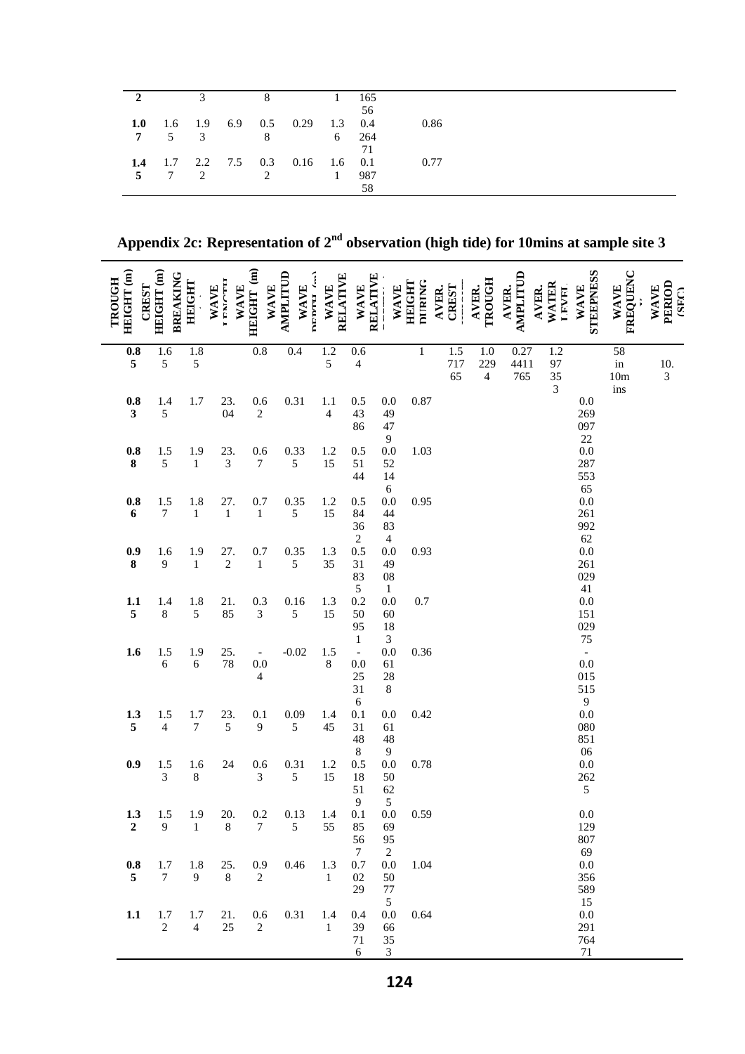| | | | | | | | | |
|---|---|---|---|---|---|---|---|---|
| 2 | | 3 | | 8 | | 1 | 16556 | |
| 1.07 | 1.65 | 1.93 | 6.9 | 0.58 | 0.29 | 1.36 | 0.426471 | 0.86 |
| 1.45 | 1.77 | 2.22 | 7.5 | 0.32 | 0.16 | 1.61 | 0.198758 | 0.77 |

**Appendix 2c: Representation of 2nd observation (high tide) for 10mins at sample site 3**

| TROUGH HEIGHT (m) | CREST HEIGHT (m) | BREAKING HEIGHT | WAVE LENGTH | WAVE HEIGHT (m) | WAVE AMPLITUDE | WAVE DEPTH (m) | WAVE RELATIVE | WAVE RELATIVE | WAVE HEIGHT DURING | AVER. CREST | AVER. TROUGH | AVER. AMPLITUDE | AVER. WATER LEVEL | WAVE STEEPNESS | WAVE FREQUENCY | WAVE PERIOD (SEC) |
|---|---|---|---|---|---|---|---|---|---|---|---|---|---|---|---|---|
| **0.85** | 1.65 | 1.85 | | 0.8 | 0.4 | 1.25 | 0.64 | | 1 | 1.571765 | 1.0294 | 0.274411765 | 1.297353 | | 58 in 10mins | 10.3 |
| **0.83** | 1.45 | 1.7 | 23.04 | 0.62 | 0.31 | 1.14 | 0.54386 | 0.049479 | 0.87 | | | | | 0.026909722 | | |
| **0.88** | 1.55 | 1.91 | 23.3 | 0.67 | 0.335 | 1.215 | 0.55144 | 0.052146 | 1.03 | | | | | 0.028755365 | | |
| **0.86** | 1.57 | 1.81 | 27.1 | 0.71 | 0.355 | 1.215 | 0.584362 | 0.044834 | 0.95 | | | | | 0.026199262 | | |
| **0.98** | 1.69 | 1.91 | 27.2 | 0.71 | 0.355 | 1.335 | 0.531835 | 0.049081 | 0.93 | | | | | 0.026102941 | | |
| **1.15** | 1.48 | 1.85 | 21.85 | 0.33 | 0.165 | 1.315 | 0.250951 | 0.060183 | 0.7 | | | | | 0.015102975 | | |
| **1.6** | 1.56 | 1.96 | 25.78 | -0.04 | -0.02 | 1.58 | -0.025316 | 0.061288 | 0.36 | | | | | -0.00155159 | | |
| **1.35** | 1.54 | 1.77 | 23.5 | 0.19 | 0.095 | 1.445 | 0.131488 | 0.061489 | 0.42 | | | | | 0.008085106 | | |
| **0.9** | 1.53 | 1.68 | 24 | 0.63 | 0.315 | 1.215 | 0.518519 | 0.050625 | 0.78 | | | | | 0.02625 | | |
| **1.32** | 1.59 | 1.91 | 20.8 | 0.27 | 0.135 | 1.455 | 0.185567 | 0.069952 | 0.59 | | | | | 0.012980769 | | |
| **0.85** | 1.77 | 1.89 | 25.8 | 0.92 | 0.46 | 1.31 | 0.70229 | 0.050775 | 1.04 | | | | | 0.035658915 | | |
| **1.1** | 1.72 | 1.74 | 21.25 | 0.62 | 0.31 | 1.41 | 0.439716 | 0.066353 | 0.64 | | | | | 0.029176471 | | |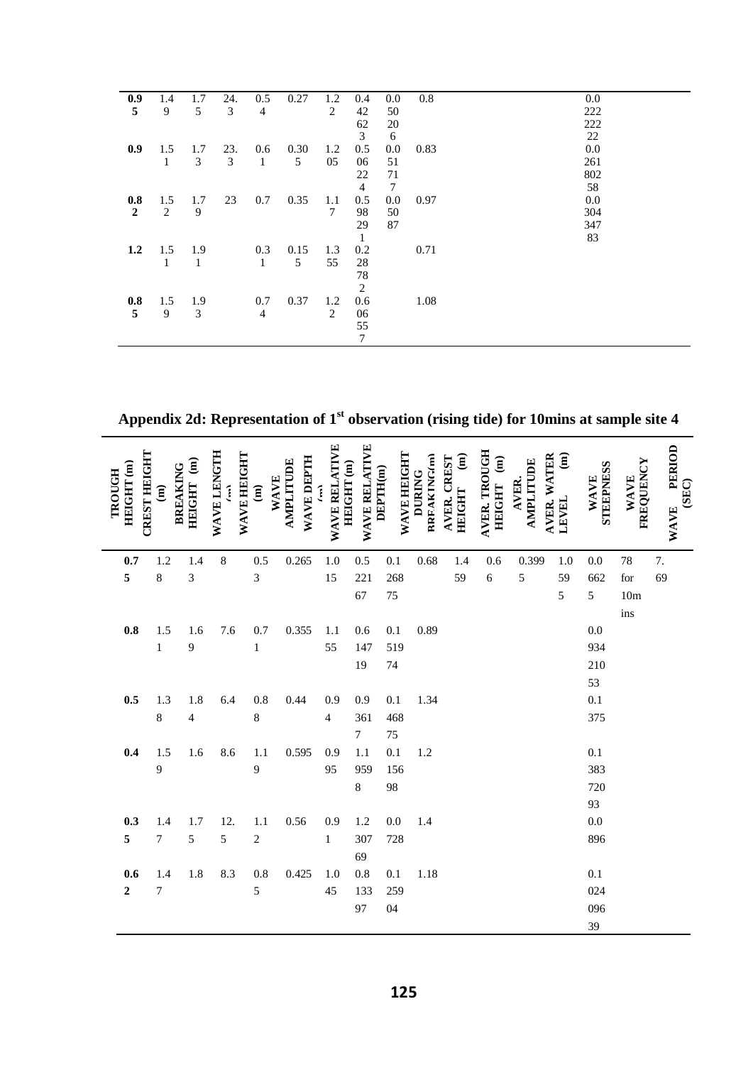| | | | | | | | | | | | | | | | | |
|---|---|---|---|---|---|---|---|---|---|---|---|---|---|---|---|---|
| **0.95** | 1.49 | 1.75 | 24.3 | 0.54 | 0.27 | 1.22 | 0.442623 | 0.05206 | 0.8 | | | | | 0.022222222 | | |
| **0.9** | 1.51 | 1.73 | 23.3 | 0.61 | 0.305 | 1.205 | 0.506224 | 0.051717 | 0.83 | | | | | 0.026180258 | | |
| **0.82** | 1.52 | 1.79 | 23 | 0.7 | 0.35 | 1.17 | 0.598291 | 0.050087 | 0.97 | | | | | 0.030434783 | | |
| **1.2** | 1.51 | 1.91 | | 0.31 | 0.155 | 1.355 | 0.228782 | | 0.71 | | | | | | | |
| **0.85** | 1.59 | 1.93 | | 0.74 | 0.37 | 1.22 | 0.606557 | | 1.08 | | | | | | | |

**Appendix 2d: Representation of 1st observation (rising tide) for 10mins at sample site 4**

| TROUGH HEIGHT (m) | CREST HEIGHT (m) | BREAKING HEIGHT (m) | WAVE LENGTH (m) | WAVE HEIGHT (m) | WAVE AMPLITUDE | WAVE DEPTH (m) | WAVE RELATIVE HEIGHT (m) | WAVE RELATIVE DEPTH(m) | WAVE HEIGHT DURING BREAKING(m) | AVER. CREST HEIGHT (m) | AVER. TROUGH HEIGHT (m) | AVER. AMPLITUDE | AVER. WATER LEVEL (m) | WAVE STEEPNESS | WAVE FREQUENCY | WAVE PERIOD (SEC) |
|---|---|---|---|---|---|---|---|---|---|---|---|---|---|---|---|---|
| **0.75** | 1.28 | 1.43 | 8 | 0.53 | 0.265 | 1.015 | 0.522167 | 0.126875 | 0.68 | 1.459 | 0.66 | 0.3995 | 1.0595 | 0.06625 | 78 for 10mins | 7.69 |
| **0.8** | 1.51 | 1.69 | 7.6 | 0.71 | 0.355 | 1.155 | 0.614719 | 0.151974 | 0.89 | | | | | 0.093421053 | | |
| **0.5** | 1.38 | 1.84 | 6.4 | 0.88 | 0.44 | 0.94 | 0.93617 | 0.146875 | 1.34 | | | | | 0.1375 | | |
| **0.4** | 1.59 | 1.6 | 8.6 | 1.19 | 0.595 | 0.995 | 1.19598 | 0.115698 | 1.2 | | | | | 0.138372093 | | |
| **0.35** | 1.47 | 1.75 | 12.5 | 1.12 | 0.56 | 0.91 | 1.230769 | 0.0728 | 1.4 | | | | | 0.0896 | | |
| **0.62** | 1.47 | 1.8 | 8.3 | 0.85 | 0.425 | 1.045 | 0.813397 | 0.125904 | 1.18 | | | | | 0.102409639 | | |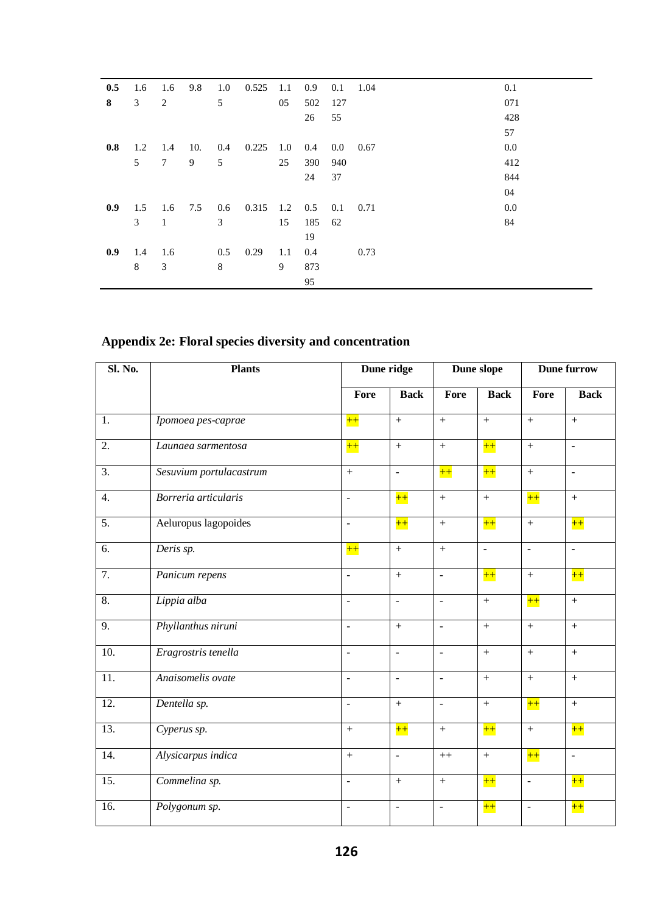| | | | | | | | | | | |
|---|---|---|---|---|---|---|---|---|---|---|
| **0.58** | 1.63 | 1.62 | 9.8 | 1.05 | 0.525 | 1.105 | 0.950226 | 0.112755 | 1.04 | 0.107142857 |
| **0.8** | 1.25 | 1.47 | 10.9 | 0.45 | 0.225 | 1.025 | 0.439024 | 0.094037 | 0.67 | 0.041284404 |
| **0.9** | 1.53 | 1.61 | 7.5 | 0.63 | 0.315 | 1.215 | 0.518519 | 0.162 | 0.71 | 0.084 |
| **0.9** | 1.48 | 1.63 | | 0.58 | 0.29 | 1.19 | 0.487395 | | 0.73 | |

## Appendix 2e: Floral species diversity and concentration

| Sl. No. | Plants | Dune ridge | | Dune slope | | Dune furrow | |
|---|---|---|---|---|---|---|---|
| | | Fore | Back | Fore | Back | Fore | Back |
| 1. | *Ipomoea pes-caprae* | ++ | + | + | + | + | + |
| 2. | *Launaea sarmentosa* | ++ | + | + | ++ | + | - |
| 3. | *Sesuvium portulacastrum* | + | - | ++ | ++ | + | - |
| 4. | *Borreria articularis* | - | ++ | + | + | ++ | + |
| 5. | Aeluropus lagopoides | - | ++ | + | ++ | + | ++ |
| 6. | *Deris sp.* | ++ | + | + | - | - | - |
| 7. | *Panicum repens* | - | + | - | ++ | + | ++ |
| 8. | *Lippia alba* | - | - | - | + | ++ | + |
| 9. | *Phyllanthus niruni* | - | + | - | + | + | + |
| 10. | *Eragrostris tenella* | - | - | - | + | + | + |
| 11. | *Anaisomelis ovate* | - | - | - | + | + | + |
| 12. | *Dentella sp.* | - | + | - | + | ++ | + |
| 13. | *Cyperus sp.* | + | ++ | + | ++ | + | ++ |
| 14. | *Alysicarpus indica* | + | - | ++ | + | ++ | - |
| 15. | *Commelina sp.* | - | + | + | ++ | - | ++ |
| 16. | *Polygonum sp.* | - | - | - | ++ | - | ++ |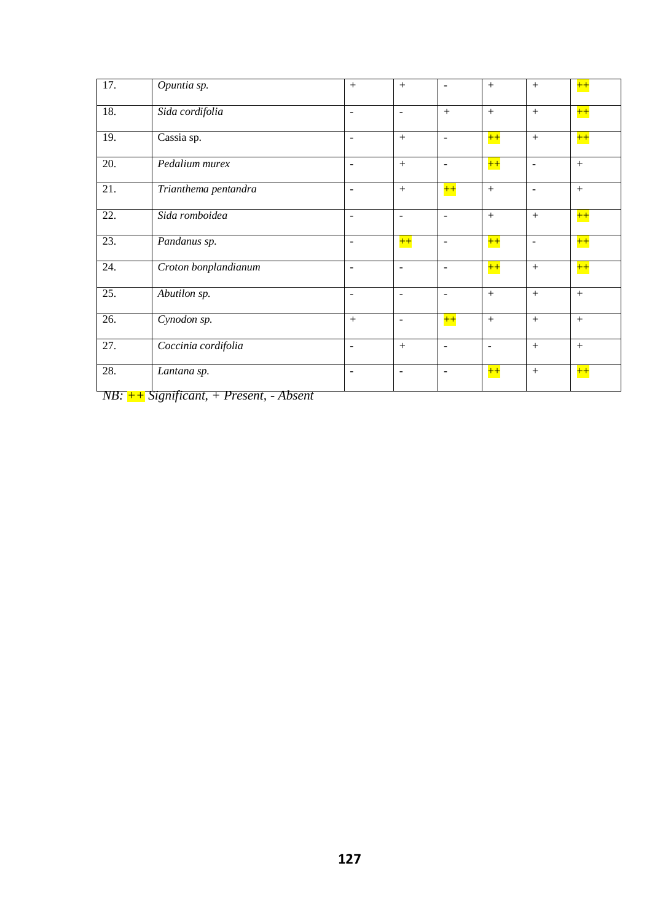| 17. | *Opuntia sp.* | + | + | - | + | + | ++ |
|---|---|---|---|---|---|---|---|
| 18. | *Sida cordifolia* | - | - | + | + | + | ++ |
| 19. | Cassia sp. | - | + | - | ++ | + | ++ |
| 20. | *Pedalium murex* | - | + | - | ++ | - | + |
| 21. | *Trianthema pentandra* | - | + | ++ | + | - | + |
| 22. | *Sida romboidea* | - | - | - | + | + | ++ |
| 23. | *Pandanus sp.* | - | ++ | - | ++ | - | ++ |
| 24. | *Croton bonplandianum* | - | - | - | ++ | + | ++ |
| 25. | *Abutilon sp.* | - | - | - | + | + | + |
| 26. | *Cynodon sp.* | + | - | ++ | + | + | + |
| 27. | *Coccinia cordifolia* | - | + | - | - | + | + |
| 28. | *Lantana sp.* | - | - | - | ++ | + | ++ |

*NB: ++ Significant, + Present, - Absent*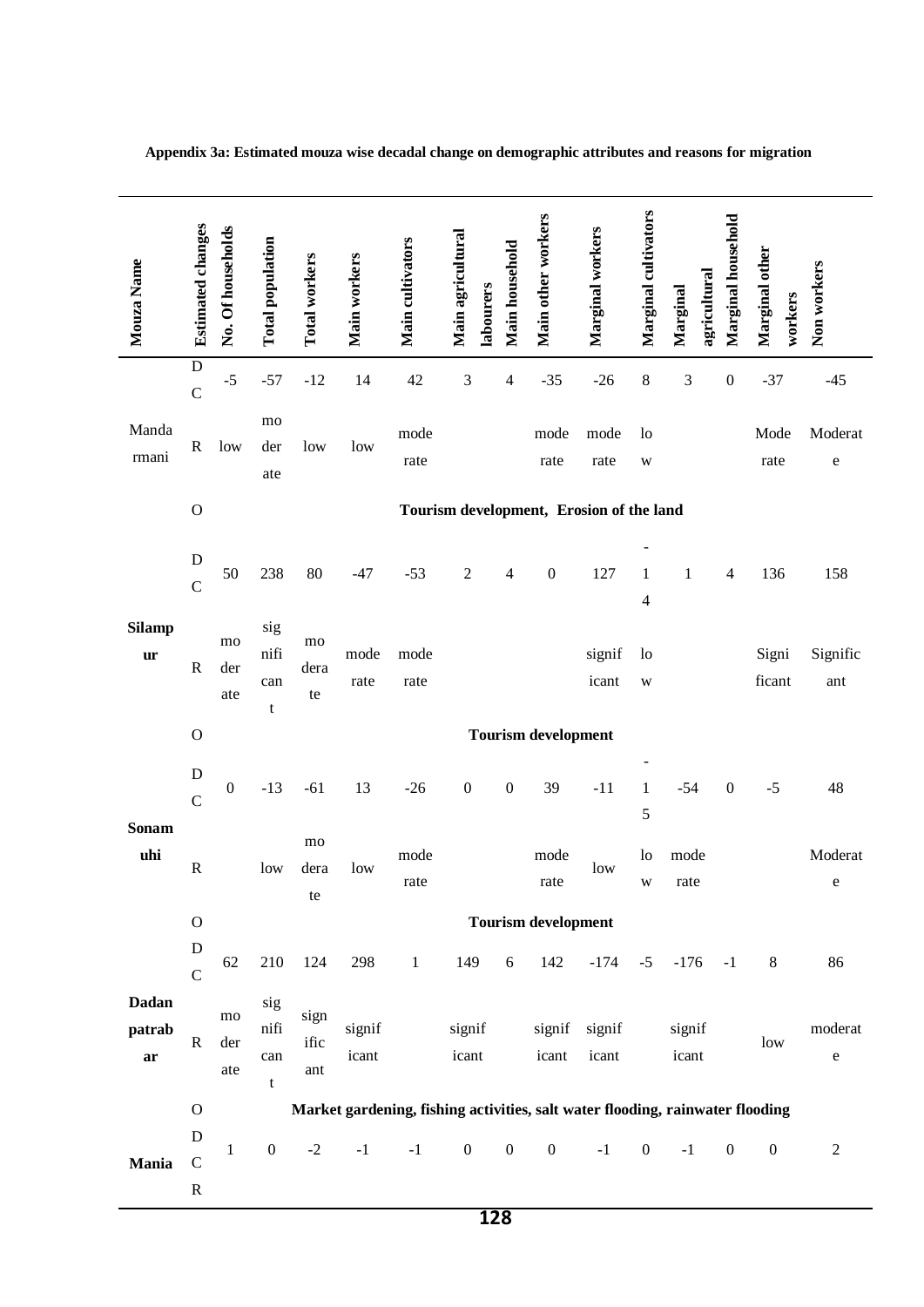**Appendix 3a: Estimated mouza wise decadal change on demographic attributes and reasons for migration**

| Mouza Name | Estimated changes | No. Of households | Total population | Total workers | Main workers | Main cultivators | Main agricultural labourers | Main household | Main other workers | Marginal workers | Marginal cultivators | Marginal agricultural | Marginal household | Marginal other workers | Non workers |
|---|---|---|---|---|---|---|---|---|---|---|---|---|---|---|---|
| Mandarmani | DC | -5 | -57 | -12 | 14 | 42 | 3 | 4 | -35 | -26 | 8 | 3 | 0 | -37 | -45 |
| | R | low | moderate | low | low | moderate | | | moderate | moderate | low | | | Moderate | Moderate |
| | O | Tourism development, Erosion of the land | | | | | | | | | | | | | |
| **Silampur** | DC | 50 | 238 | 80 | -47 | -53 | 2 | 4 | 0 | 127 | -14 | 1 | 4 | 136 | 158 |
| | R | moderate | significant | moderate | moderate | moderate | | | | significant | low | | | Significant | Significant |
| | O | **Tourism development** | | | | | | | | | | | | | |
| **Sonamuhi** | DC | 0 | -13 | -61 | 13 | -26 | 0 | 0 | 39 | -11 | -15 | -54 | 0 | -5 | 48 |
| | R | | low | moderate | low | moderate | | | moderate | low | low | moderate | | | Moderate |
| | O | **Tourism development** | | | | | | | | | | | | | |
| **Dadanpatrabar** | DC | 62 | 210 | 124 | 298 | 1 | 149 | 6 | 142 | -174 | -5 | -176 | -1 | 8 | 86 |
| | R | moderate | significant | significant | significant | | significant | | significant | significant | | significant | | low | moderate |
| | O | **Market gardening, fishing activities, salt water flooding, rainwater flooding** | | | | | | | | | | | | | |
| **Mania** | DC | 1 | 0 | -2 | -1 | -1 | 0 | 0 | 0 | -1 | 0 | -1 | 0 | 0 | 2 |
| | R | | | | | | | | | | | | | | |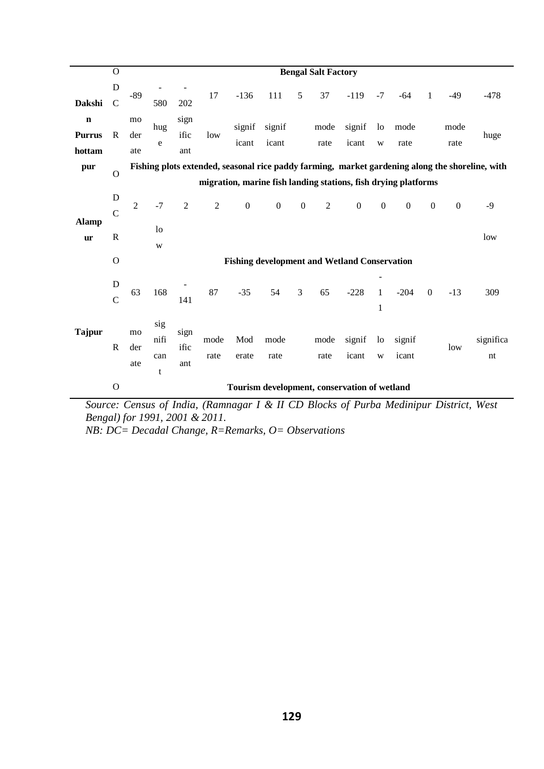| | | | | | | | | | | | | | | | |
|---|---|---|---|---|---|---|---|---|---|---|---|---|---|---|---|
| | O | Bengal Salt Factory | | | | | | | | | | | | | |
| **Dakshin Purrushottampur** | DC | -89 | -580 | -202 | 17 | -136 | 111 | 5 | 37 | -119 | -7 | -64 | 1 | -49 | -478 |
| | R | moderate | huge | significant | low | significant | significant | | moderate | significant | low | moderate | | moderate | huge |
| | O | **Fishing plots extended, seasonal rice paddy farming, market gardening along the shoreline, with migration, marine fish landing stations, fish drying platforms** | | | | | | | | | | | | | |
| **Alampur** | DC | 2 | -7 | 2 | 2 | 0 | 0 | 0 | 2 | 0 | 0 | 0 | 0 | 0 | -9 |
| | R | | low | | | | | | | | | | | | low |
| | O | **Fishing development and Wetland Conservation** | | | | | | | | | | | | | |
| **Tajpur** | DC | 63 | 168 | -141 | 87 | -35 | 54 | 3 | 65 | -228 | -11 | -204 | 0 | -13 | 309 |
| | R | moderate | significant | significant | moderate | Moderate | moderate | | moderate | significant | low | significant | | low | significant |
| | O | **Tourism development, conservation of wetland** | | | | | | | | | | | | | |

*Source: Census of India, (Ramnagar I & II CD Blocks of Purba Medinipur District, West Bengal) for 1991, 2001 & 2011.*

*NB: DC= Decadal Change, R=Remarks, O= Observations*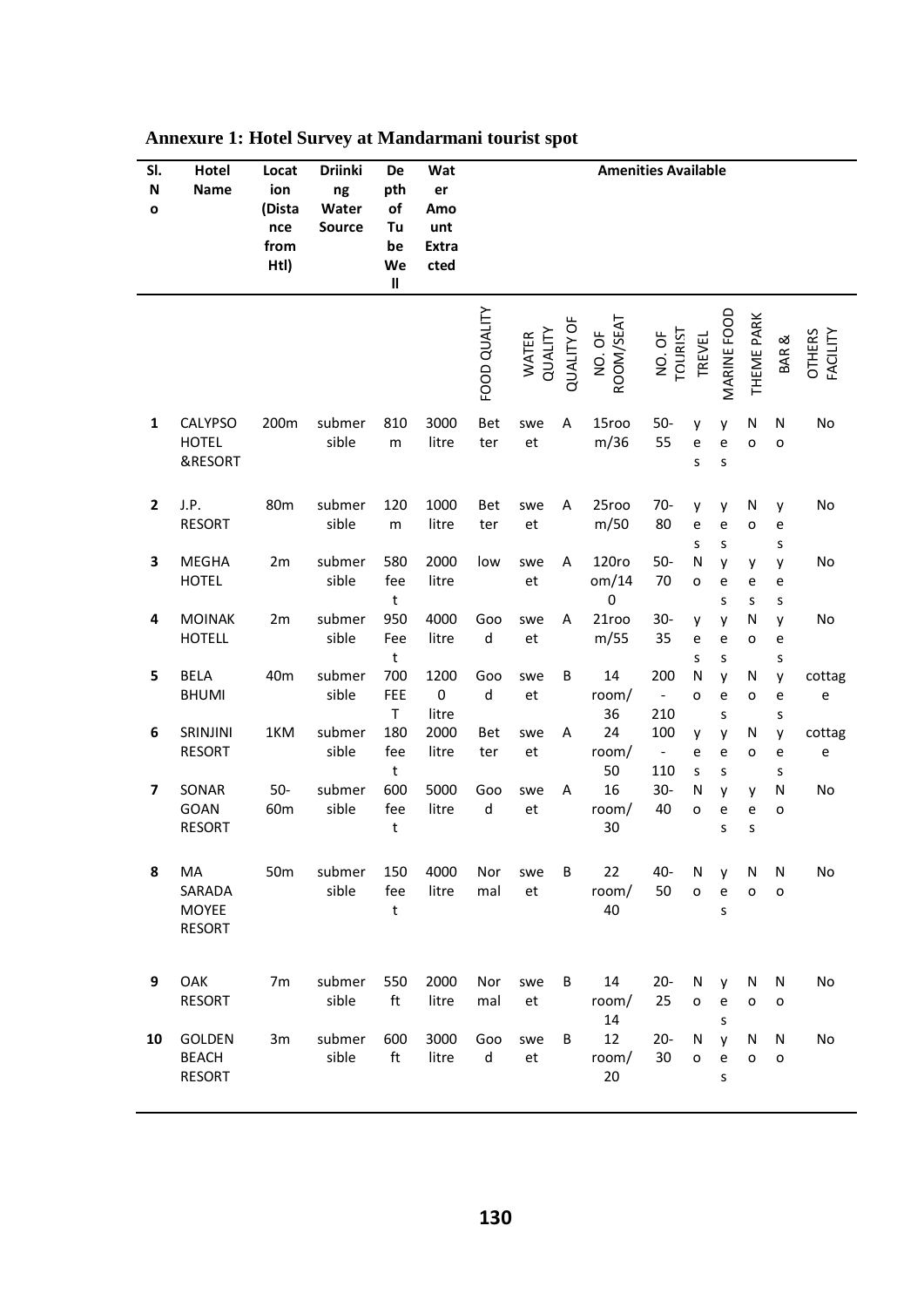**Annexure 1: Hotel Survey at Mandarmani tourist spot**

| Sl. No | Hotel Name | Location (Distance from Htl) | Driinking Water Source | Depth of Tube Well | Water Amount Extracted | Amenities Available | | | | | | | | | |
|---|---|---|---|---|---|---|---|---|---|---|---|---|---|---|---|
| | | | | | | FOOD QUALITY | WATER QUALITY | QUALITY OF | NO. OF ROOM/SEAT | NO. OF TOURIST | TREVEL | MARINE FOOD | THEME PARK | BAR & | OTHERS FACILITY |
| 1 | CALYPSO HOTEL &RESORT | 200m | submersible | 810 m | 3000 litre | Better | sweet | A | 15room/36 | 50-55 | yes | yes | No | No | No |
| 2 | J.P. RESORT | 80m | submersible | 120 m | 1000 litre | Better | sweet | A | 25room/50 | 70-80 | yes | yes | No | yes | No |
| 3 | MEGHA HOTEL | 2m | submersible | 580 feet | 2000 litre | low | sweet | A | 120room/140 | 50-70 | No | yes | yes | yes | No |
| 4 | MOINAK HOTELL | 2m | submersible | 950 Feet | 4000 litre | Good | sweet | A | 21room/55 | 30-35 | yes | yes | No | yes | No |
| 5 | BELA BHUMI | 40m | submersible | 700 FEET | 12000 litre | Good | sweet | B | 14 room/36 | 200-210 | No | yes | No | yes | cottage |
| 6 | SRINJINI RESORT | 1KM | submersible | 180 feet | 2000 litre | Better | sweet | A | 24 room/50 | 100-110 | yes | yes | No | yes | cottage |
| 7 | SONAR GOAN RESORT | 50-60m | submersible | 600 feet | 5000 litre | Good | sweet | A | 16 room/30 | 30-40 | No | yes | yes | No | No |
| 8 | MA SARADA MOYEE RESORT | 50m | submersible | 150 feet | 4000 litre | Normal | sweet | B | 22 room/40 | 40-50 | No | yes | No | No | No |
| 9 | OAK RESORT | 7m | submersible | 550 ft | 2000 litre | Normal | sweet | B | 14 room/14 | 20-25 | No | yes | No | No | No |
| 10 | GOLDEN BEACH RESORT | 3m | submersible | 600 ft | 3000 litre | Good | sweet | B | 12 room/20 | 20-30 | No | yes | No | No | No |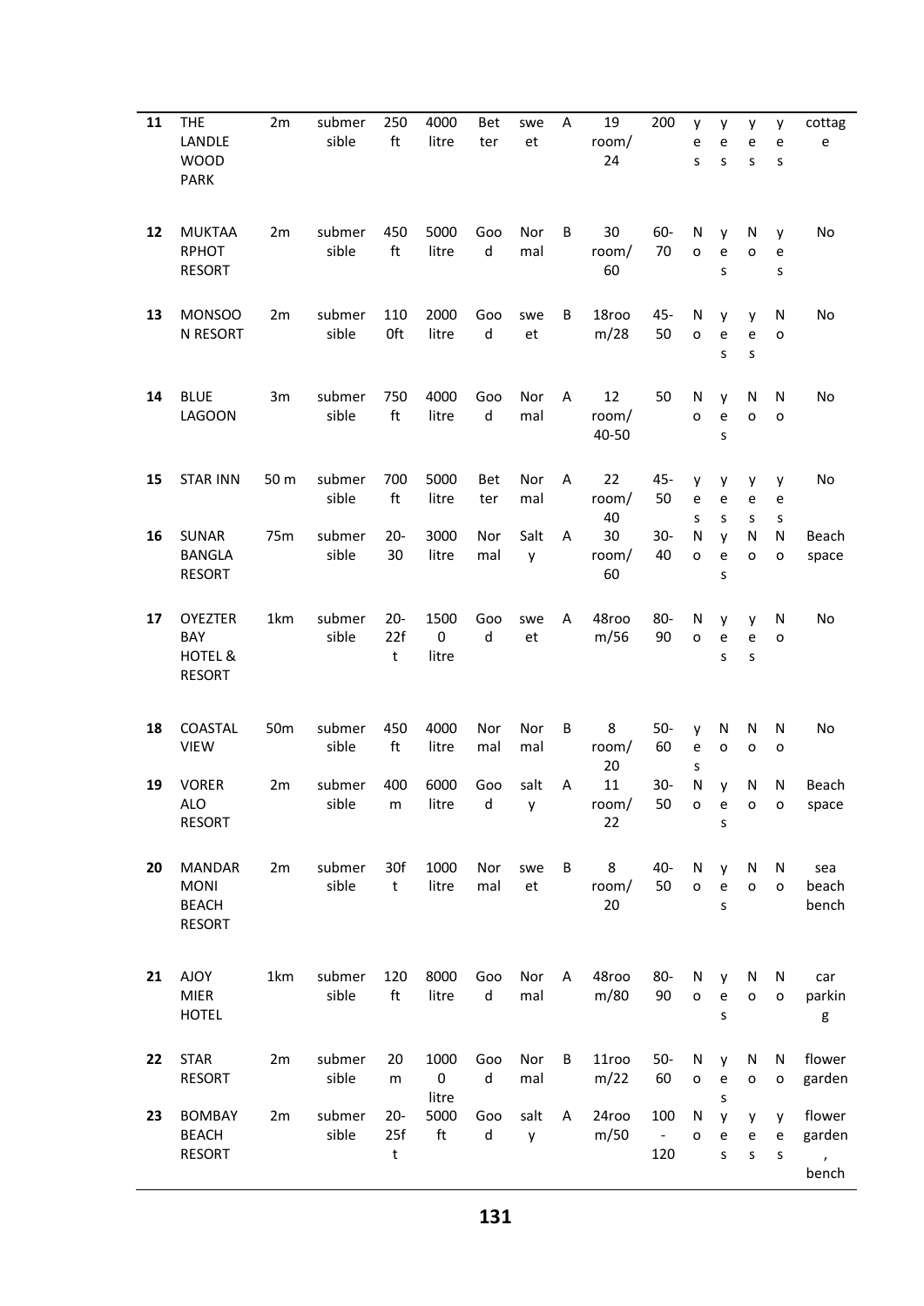| 11 | THE LANDLE WOOD PARK | 2m | submersible | 250 ft | 4000 litre | Better | sweet | A | 19 room/ 24 | 200 | yes | yes | yes | yes | cottage |
|---|---|---|---|---|---|---|---|---|---|---|---|---|---|---|---|
| 12 | MUKTAA RPHOT RESORT | 2m | submersible | 450 ft | 5000 litre | Good | Normal | B | 30 room/ 60 | 60-70 | No | yes | No | yes | No |
| 13 | MONSOON RESORT | 2m | submersible | 1100ft | 2000 litre | Good | sweet | B | 18room/28 | 45-50 | No | yes | yes | No | No |
| 14 | BLUE LAGOON | 3m | submersible | 750 ft | 4000 litre | Good | Normal | A | 12 room/ 40-50 | 50 | No | yes | No | No | No |
| 15 | STAR INN | 50 m | submersible | 700 ft | 5000 litre | Better | Normal | A | 22 room/ 40 | 45-50 | yes | yes | yes | yes | No |
| 16 | SUNAR BANGLA RESORT | 75m | submersible | 20-30 | 3000 litre | Normal | Salty | A | 30 room/ 60 | 30-40 | No | yes | No | No | Beach space |
| 17 | OYEZTER BAY HOTEL & RESORT | 1km | submersible | 20-22ft | 15000 litre | Good | sweet | A | 48room/56 | 80-90 | No | yes | yes | No | No |
| 18 | COASTAL VIEW | 50m | submersible | 450 ft | 4000 litre | Normal | Normal | B | 8 room/ 20 | 50-60 | yes | No | No | No | No |
| 19 | VORER ALO RESORT | 2m | submersible | 400 m | 6000 litre | Good | salty | A | 11 room/ 22 | 30-50 | No | yes | No | No | Beach space |
| 20 | MANDAR MONI BEACH RESORT | 2m | submersible | 30ft | 1000 litre | Normal | sweet | B | 8 room/ 20 | 40-50 | No | yes | No | No | sea beach bench |
| 21 | AJOY MIER HOTEL | 1km | submersible | 120 ft | 8000 litre | Good | Normal | A | 48room/80 | 80-90 | No | yes | No | No | car parking |
| 22 | STAR RESORT | 2m | submersible | 20 m | 10000 litre | Good | Normal | B | 11room/22 | 50-60 | No | yes | No | No | flower garden |
| 23 | BOMBAY BEACH RESORT | 2m | submersible | 20-25ft | 5000 ft | Good | salty | A | 24room/50 | 100 - 120 | No | yes | yes | yes | flower garden , bench |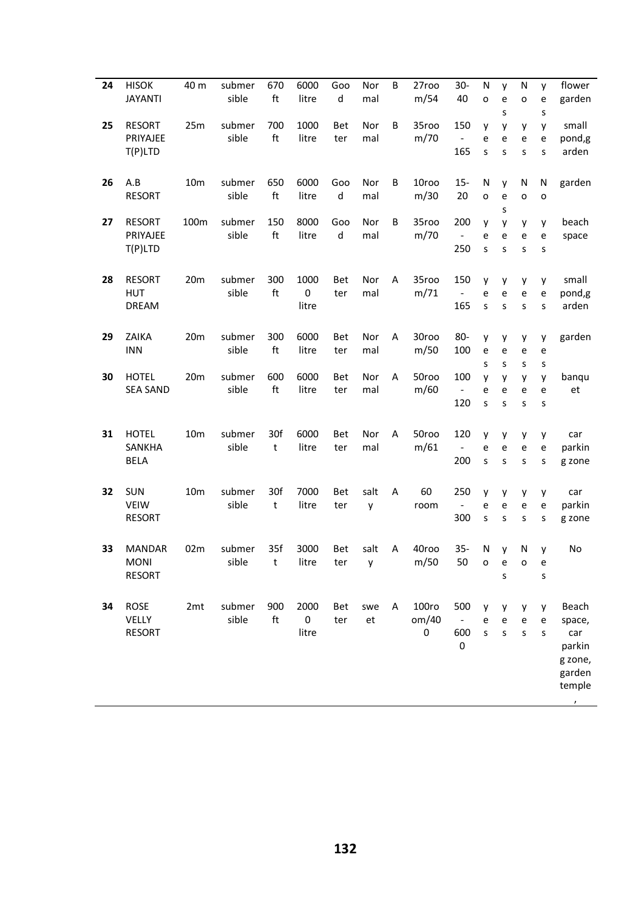| 24 | HISOK JAYANTI | 40 m | submersible | 670 ft | 6000 litre | Good | Normal | B | 27room/54 | 30-40 | No | yes | No | yes | flower garden |
|---|---|---|---|---|---|---|---|---|---|---|---|---|---|---|---|
| 25 | RESORT PRIYAJEE T(P)LTD | 25m | submersible | 700 ft | 1000 litre | Better | Normal | B | 35room/70 | 150 - 165 | yes | yes | yes | yes | small pond,garden |
| 26 | A.B RESORT | 10m | submersible | 650 ft | 6000 litre | Good | Normal | B | 10room/30 | 15-20 | No | yes | No | No | garden |
| 27 | RESORT PRIYAJEE T(P)LTD | 100m | submersible | 150 ft | 8000 litre | Good | Normal | B | 35room/70 | 200 - 250 | yes | yes | yes | yes | beach space |
| 28 | RESORT HUT DREAM | 20m | submersible | 300 ft | 10000 litre | Better | Normal | A | 35room/71 | 150 - 165 | yes | yes | yes | yes | small pond,garden |
| 29 | ZAIKA INN | 20m | submersible | 300 ft | 6000 litre | Better | Normal | A | 30room/50 | 80-100 | yes | yes | yes | yes | garden |
| 30 | HOTEL SEA SAND | 20m | submersible | 600 ft | 6000 litre | Better | Normal | A | 50room/60 | 100 - 120 | yes | yes | yes | yes | banquet |
| 31 | HOTEL SANKHA BELA | 10m | submersible | 30ft | 6000 litre | Better | Normal | A | 50room/61 | 120 - 200 | yes | yes | yes | yes | car parking zone |
| 32 | SUN VEIW RESORT | 10m | submersible | 30ft | 7000 litre | Better | salty | A | 60 room | 250 - 300 | yes | yes | yes | yes | car parking zone |
| 33 | MANDAR MONI RESORT | 02m | submersible | 35ft | 3000 litre | Better | salty | A | 40room/50 | 35-50 | No | yes | No | yes | No |
| 34 | ROSE VELLY RESORT | 2mt | submersible | 900 ft | 20000 litre | Better | sweet | A | 100room/400 | 500 - 6000 | yes | yes | yes | yes | Beach space, car parking zone, garden temple , |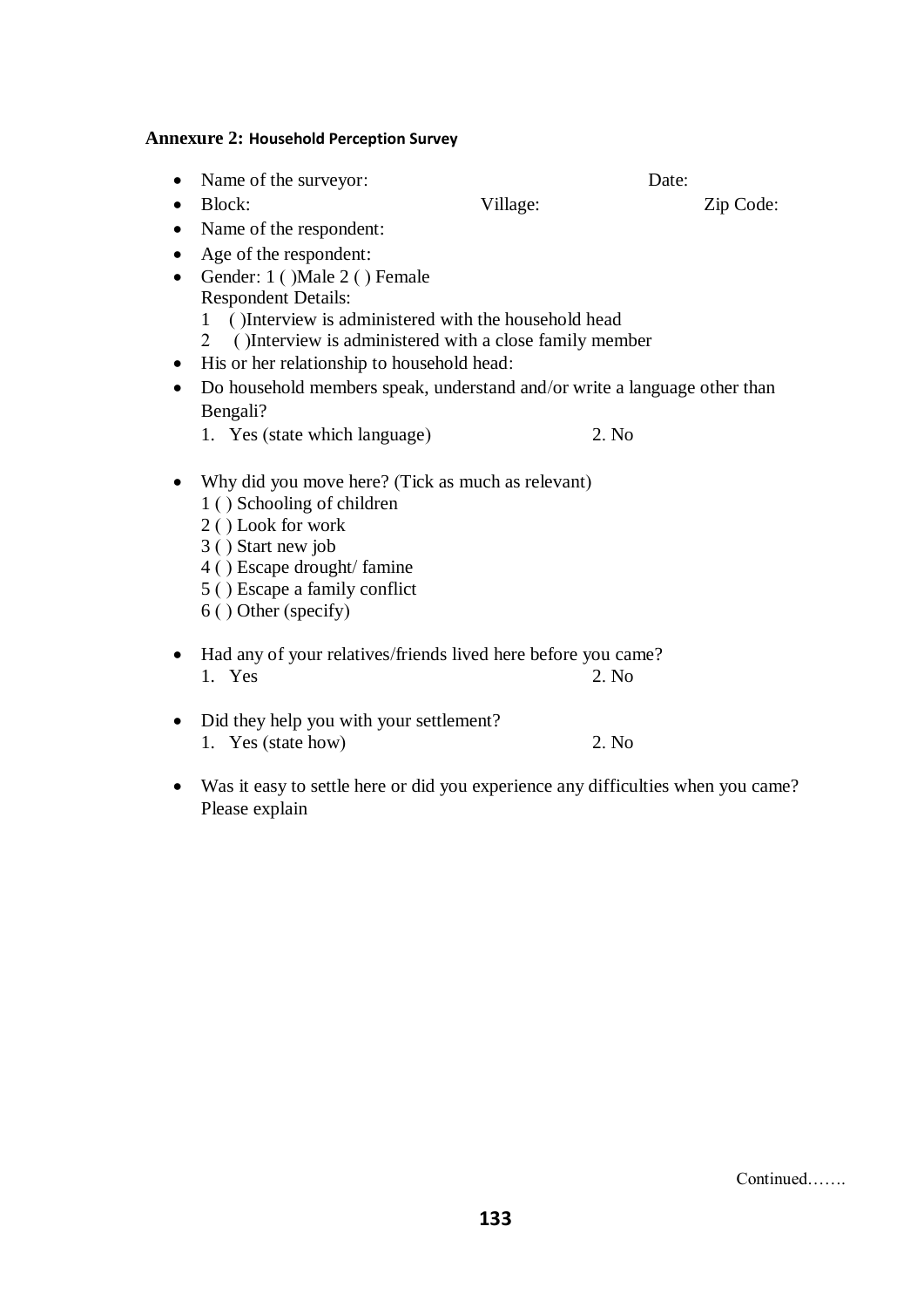**Annexure 2: Household Perception Survey**

- Name of the surveyor: Date:
- Block: Village: Zip Code:
- Name of the respondent:
- Age of the respondent:
- Gender: 1 ( )Male 2 ( ) Female

  Respondent Details:

  1 ( )Interview is administered with the household head

  2 ( )Interview is administered with a close family member
- His or her relationship to household head:
- Do household members speak, understand and/or write a language other than Bengali?

  1. Yes (state which language) 2. No

- Why did you move here? (Tick as much as relevant)

  1 ( ) Schooling of children

  2 ( ) Look for work

  3 ( ) Start new job

  4 ( ) Escape drought/ famine

  5 ( ) Escape a family conflict

  6 ( ) Other (specify)

- Had any of your relatives/friends lived here before you came?

  1. Yes 2. No

- Did they help you with your settlement?

  1. Yes (state how) 2. No

- Was it easy to settle here or did you experience any difficulties when you came? Please explain

Continued…….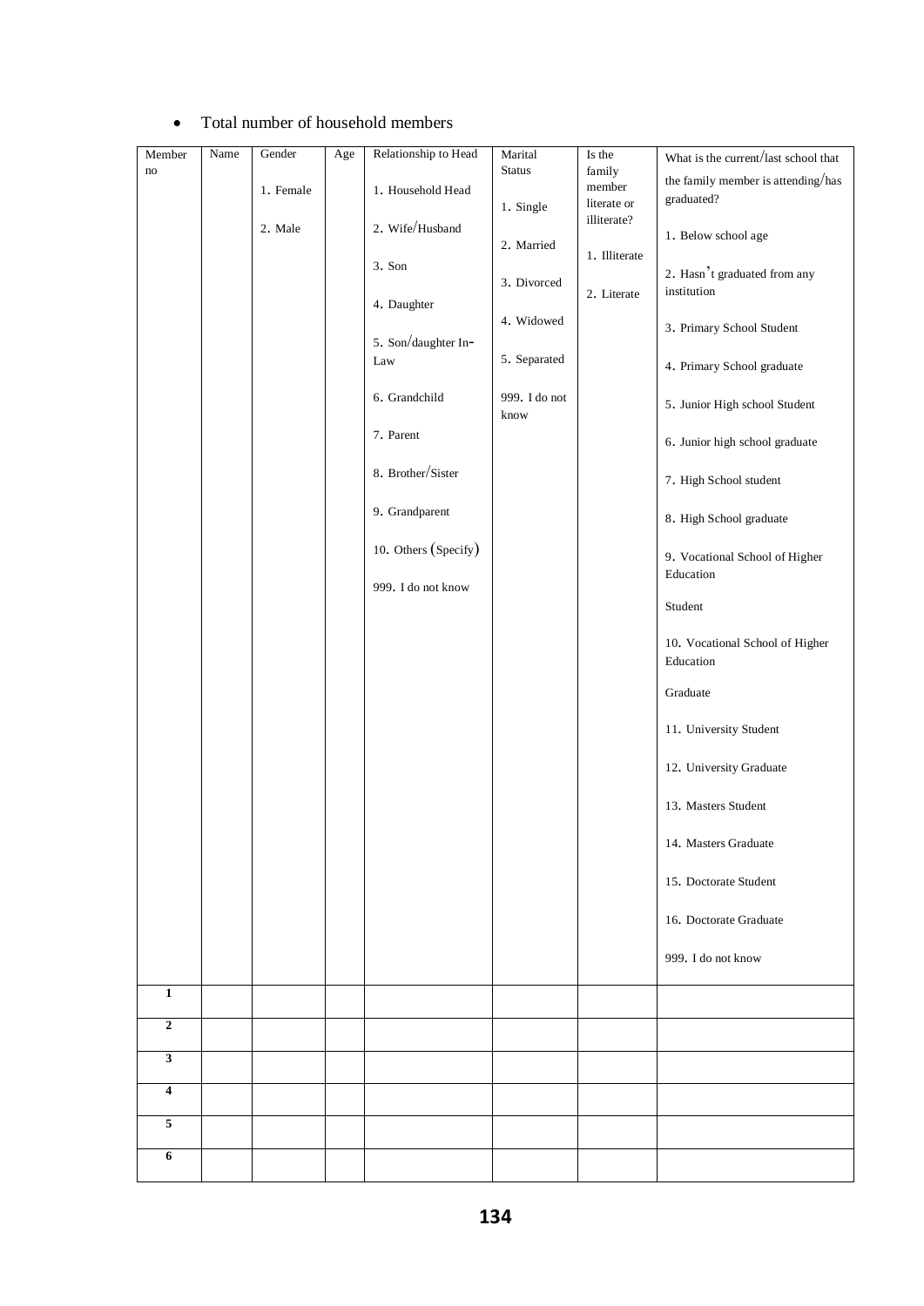- Total number of household members

| Member no | Name | Gender<br><br>1. Female<br><br>2. Male | Age | Relationship to Head<br><br>1. Household Head<br><br>2. Wife/Husband<br><br>3. Son<br><br>4. Daughter<br><br>5. Son/daughter In-Law<br><br>6. Grandchild<br><br>7. Parent<br><br>8. Brother/Sister<br><br>9. Grandparent<br><br>10. Others (Specify)<br><br>999. I do not know | Marital Status<br><br>1. Single<br><br>2. Married<br><br>3. Divorced<br><br>4. Widowed<br><br>5. Separated<br><br>999. I do not know | Is the family member literate or illiterate?<br><br>1. Illiterate<br><br>2. Literate | What is the current/last school that the family member is attending/has graduated?<br><br>1. Below school age<br><br>2. Hasn't graduated from any institution<br><br>3. Primary School Student<br><br>4. Primary School graduate<br><br>5. Junior High school Student<br><br>6. Junior high school graduate<br><br>7. High School student<br><br>8. High School graduate<br><br>9. Vocational School of Higher Education<br><br>Student<br><br>10. Vocational School of Higher Education<br><br>Graduate<br><br>11. University Student<br><br>12. University Graduate<br><br>13. Masters Student<br><br>14. Masters Graduate<br><br>15. Doctorate Student<br><br>16. Doctorate Graduate<br><br>999. I do not know |
|---|---|---|---|---|---|---|---|
| **1** | | | | | | | |
| **2** | | | | | | | |
| **3** | | | | | | | |
| **4** | | | | | | | |
| **5** | | | | | | | |
| **6** | | | | | | | |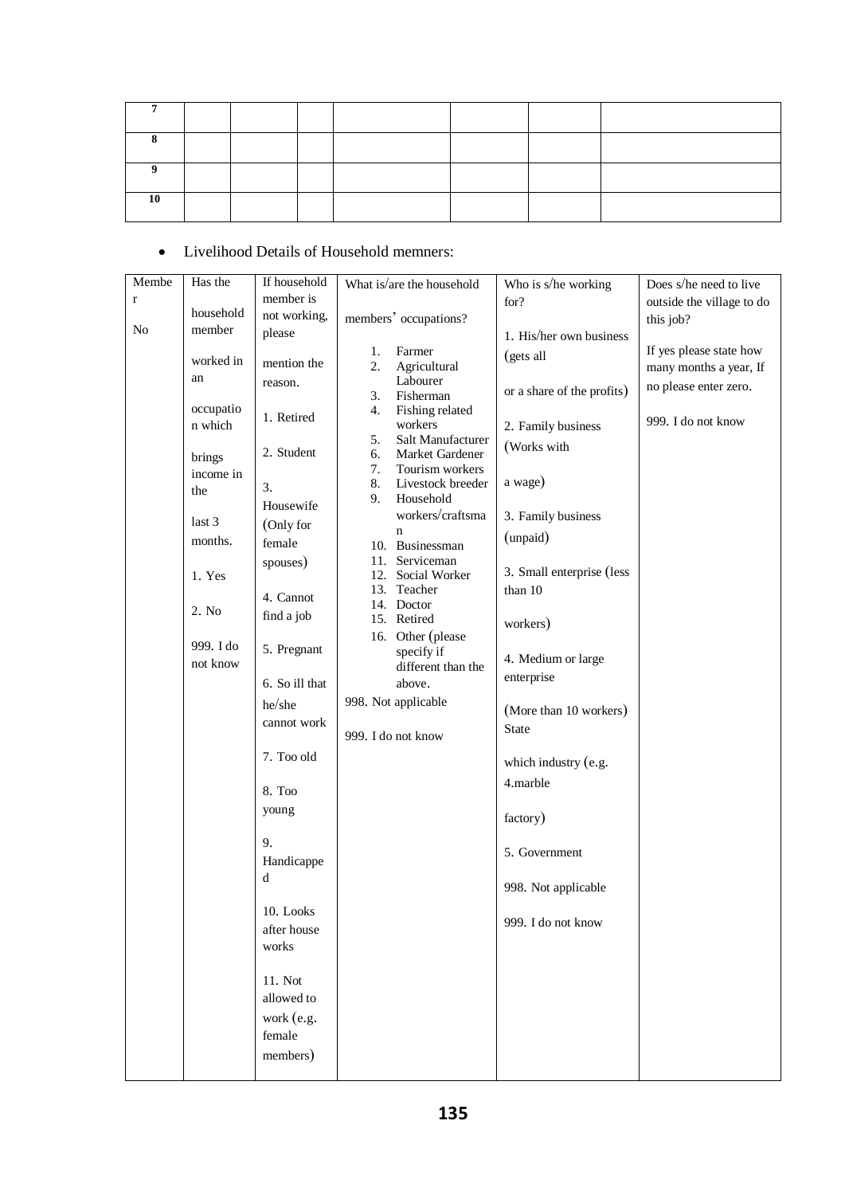| 7 | | | | | | | |
|---|---|---|---|---|---|---|---|
| 8 | | | | | | | |
| 9 | | | | | | | |
| 10 | | | | | | | |

- Livelihood Details of Household memners:

| Member No | Has the household member worked in an occupation which brings income in the last 3 months. 1. Yes 2. No 999. I do not know | If household member is not working, please mention the reason. 1. Retired 2. Student 3. Housewife (Only for female spouses) 4. Cannot find a job 5. Pregnant 6. So ill that he/she cannot work 7. Too old 8. Too young 9. Handicapped 10. Looks after house works 11. Not allowed to work (e.g. female members) | What is/are the household members' occupations? 1. Farmer 2. Agricultural Labourer 3. Fisherman 4. Fishing related workers 5. Salt Manufacturer 6. Market Gardener 7. Tourism workers 8. Livestock breeder 9. Household workers/craftsman 10. Businessman 11. Serviceman 12. Social Worker 13. Teacher 14. Doctor 15. Retired 16. Other (please specify if different than the above. 998. Not applicable 999. I do not know | Who is s/he working for? 1. His/her own business (gets all or a share of the profits) 2. Family business (Works with a wage) 3. Family business (unpaid) 3. Small enterprise (less than 10 workers) 4. Medium or large enterprise (More than 10 workers) State which industry (e.g. 4.marble factory) 5. Government 998. Not applicable 999. I do not know | Does s/he need to live outside the village to do this job? If yes please state how many months a year, If no please enter zero. 999. I do not know |
|---|---|---|---|---|---|
| | | | | | |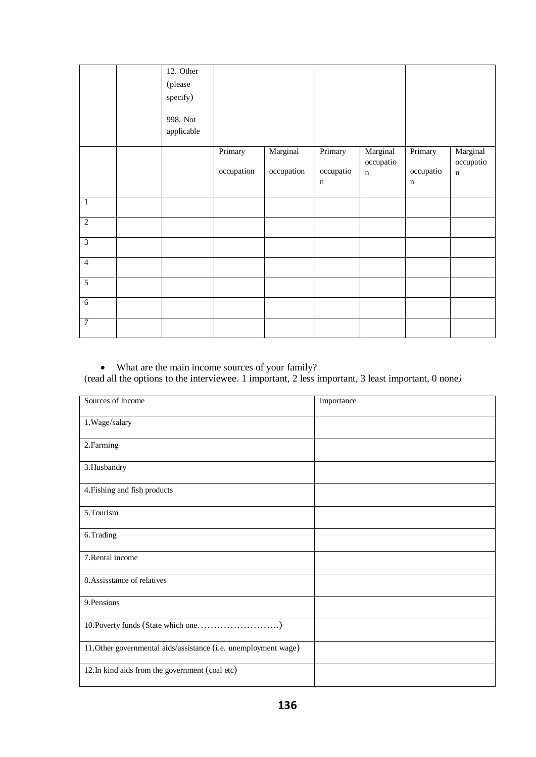|  |  | 12. Other (please specify)<br><br>998. Not applicable |  |  |  |  |  |  |
|---|---|---|---|---|---|---|---|---|
|  |  |  | Primary occupation | Marginal occupation | Primary occupation | Marginal occupation | Primary occupation | Marginal occupation |
| 1 |  |  |  |  |  |  |  |  |
| 2 |  |  |  |  |  |  |  |  |
| 3 |  |  |  |  |  |  |  |  |
| 4 |  |  |  |  |  |  |  |  |
| 5 |  |  |  |  |  |  |  |  |
| 6 |  |  |  |  |  |  |  |  |
| 7 |  |  |  |  |  |  |  |  |

- What are the main income sources of your family?

(read all the options to the interviewee. 1 important, 2 less important, 3 least important, 0 none*)*

| Sources of Income | Importance |
|---|---|
| 1.Wage/salary |  |
| 2.Farming |  |
| 3.Husbandry |  |
| 4.Fishing and fish products |  |
| 5.Tourism |  |
| 6.Trading |  |
| 7.Rental income |  |
| 8.Assisstance of relatives |  |
| 9.Pensions |  |
| 10.Poverty funds (State which one…………………….) |  |
| 11.Other governmental aids/assistance (i.e. unemployment wage) |  |
| 12.In kind aids from the government (coal etc) |  |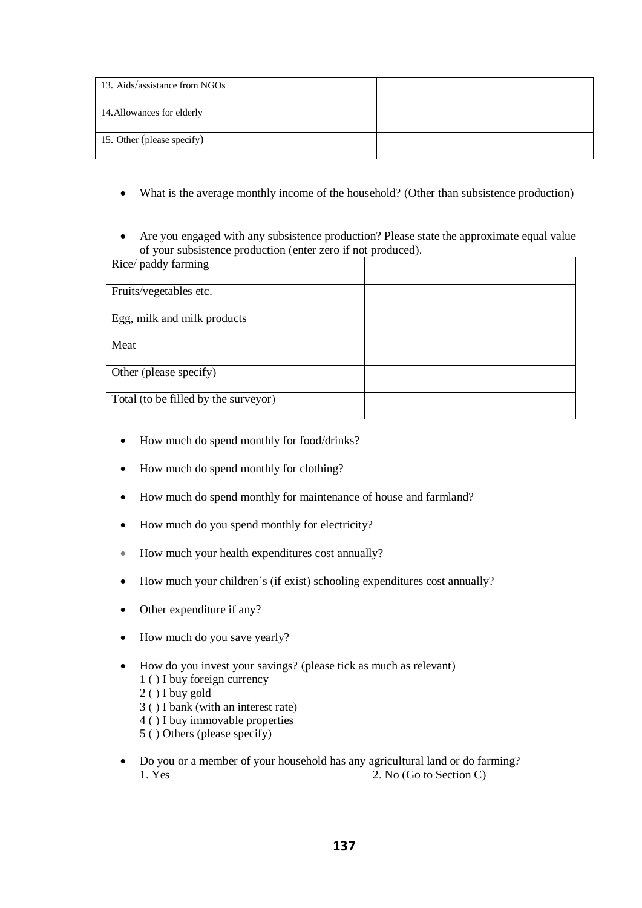| 13. Aids/assistance from NGOs | |
| --- | --- |
| 14. Allowances for elderly | |
| 15. Other (please specify) | |

- What is the average monthly income of the household? (Other than subsistence production)

- Are you engaged with any subsistence production? Please state the approximate equal value of your subsistence production (enter zero if not produced).

| Rice/ paddy farming | |
| --- | --- |
| Fruits/vegetables etc. | |
| Egg, milk and milk products | |
| Meat | |
| Other (please specify) | |
| Total (to be filled by the surveyor) | |

- How much do spend monthly for food/drinks?
- How much do spend monthly for clothing?
- How much do spend monthly for maintenance of house and farmland?
- How much do you spend monthly for electricity?
- How much your health expenditures cost annually?
- How much your children's (if exist) schooling expenditures cost annually?
- Other expenditure if any?
- How much do you save yearly?
- How do you invest your savings? (please tick as much as relevant)
  1 ( ) I buy foreign currency
  2 ( ) I buy gold
  3 ( ) I bank (with an interest rate)
  4 ( ) I buy immovable properties
  5 ( ) Others (please specify)
- Do you or a member of your household has any agricultural land or do farming?
  1. Yes 2. No (Go to Section C)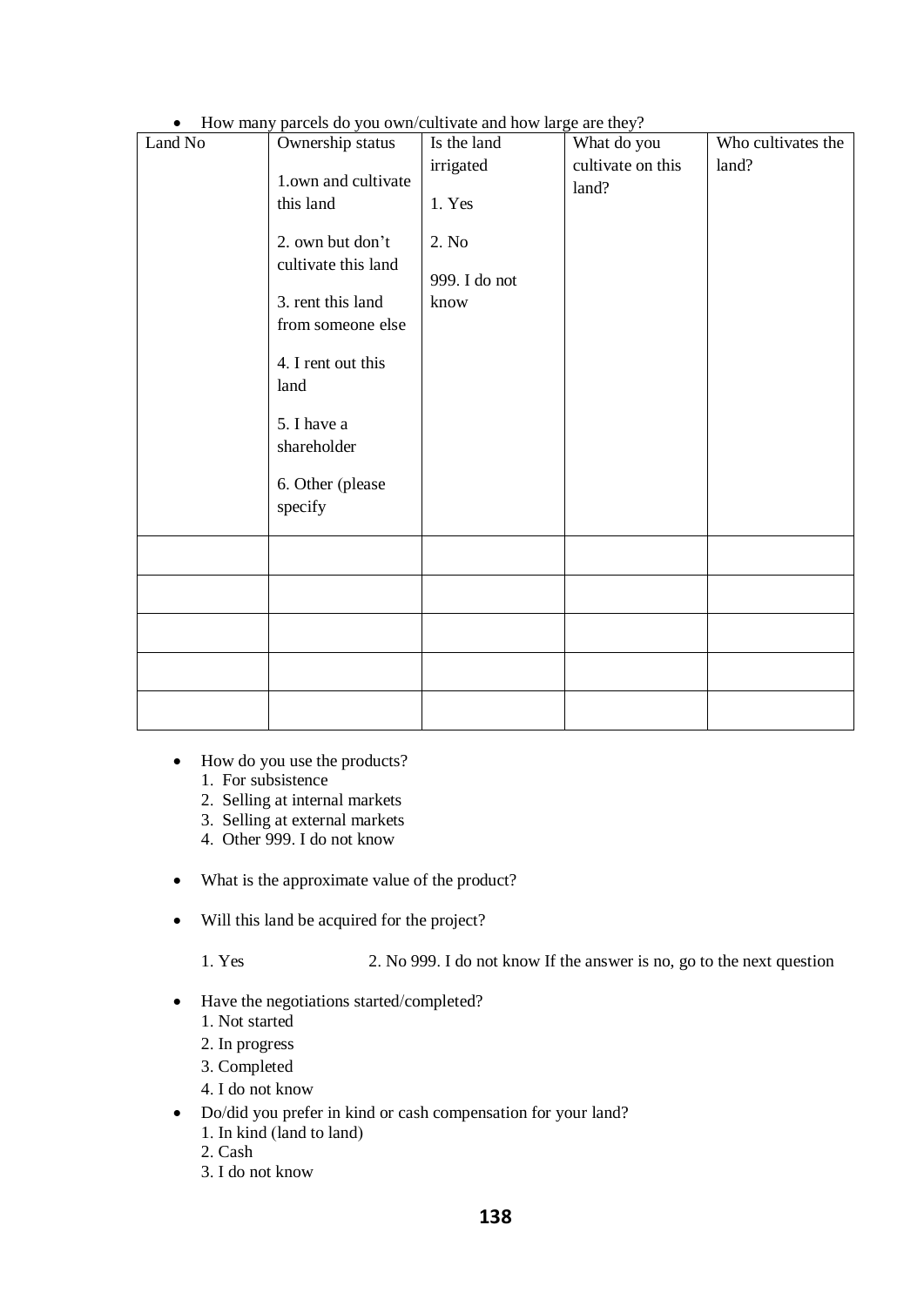- How many parcels do you own/cultivate and how large are they?

| Land No | Ownership status<br><br>1.own and cultivate this land<br><br>2. own but don't cultivate this land<br><br>3. rent this land from someone else<br><br>4. I rent out this land<br><br>5. I have a shareholder<br><br>6. Other (please specify | Is the land irrigated<br><br>1. Yes<br><br>2. No<br><br>999. I do not know | What do you cultivate on this land? | Who cultivates the land? |
|---|---|---|---|---|
| | | | | |
| | | | | |
| | | | | |
| | | | | |
| | | | | |

- How do you use the products?
  1. For subsistence
  2. Selling at internal markets
  3. Selling at external markets
  4. Other 999. I do not know

- What is the approximate value of the product?

- Will this land be acquired for the project?

  1. Yes 2. No 999. I do not know If the answer is no, go to the next question

- Have the negotiations started/completed?
  1. Not started
  2. In progress
  3. Completed
  4. I do not know

- Do/did you prefer in kind or cash compensation for your land?
  1. In kind (land to land)
  2. Cash
  3. I do not know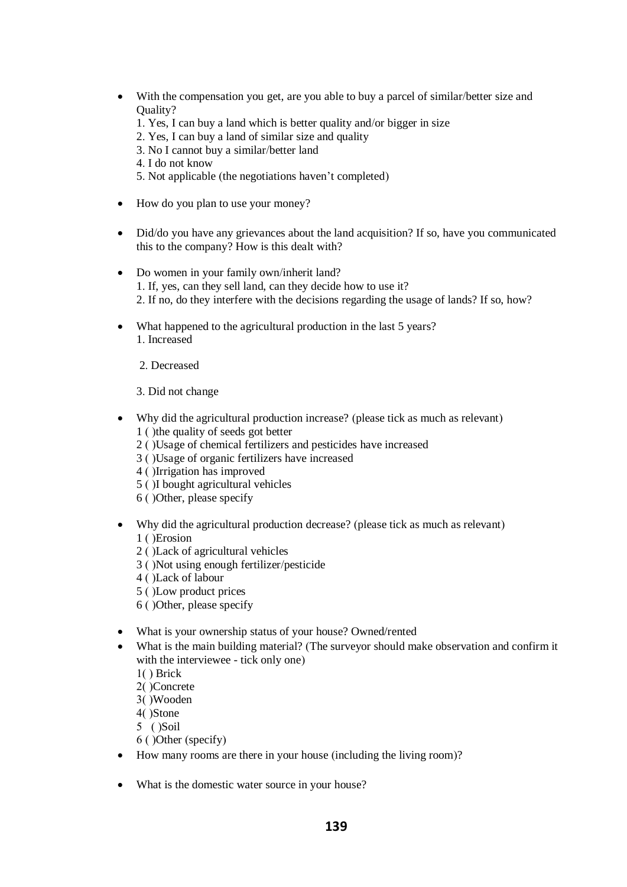- With the compensation you get, are you able to buy a parcel of similar/better size and Quality?
  1. Yes, I can buy a land which is better quality and/or bigger in size
  2. Yes, I can buy a land of similar size and quality
  3. No I cannot buy a similar/better land
  4. I do not know
  5. Not applicable (the negotiations haven't completed)

- How do you plan to use your money?

- Did/do you have any grievances about the land acquisition? If so, have you communicated this to the company? How is this dealt with?

- Do women in your family own/inherit land?
  1. If, yes, can they sell land, can they decide how to use it?
  2. If no, do they interfere with the decisions regarding the usage of lands? If so, how?

- What happened to the agricultural production in the last 5 years?
  1. Increased

  2. Decreased

  3. Did not change

- Why did the agricultural production increase? (please tick as much as relevant)
  1 ( )the quality of seeds got better
  2 ( )Usage of chemical fertilizers and pesticides have increased
  3 ( )Usage of organic fertilizers have increased
  4 ( )Irrigation has improved
  5 ( )I bought agricultural vehicles
  6 ( )Other, please specify

- Why did the agricultural production decrease? (please tick as much as relevant)
  1 ( )Erosion
  2 ( )Lack of agricultural vehicles
  3 ( )Not using enough fertilizer/pesticide
  4 ( )Lack of labour
  5 ( )Low product prices
  6 ( )Other, please specify

- What is your ownership status of your house? Owned/rented
- What is the main building material? (The surveyor should make observation and confirm it with the interviewee - tick only one)
  1( ) Brick
  2( )Concrete
  3( )Wooden
  4( )Stone
  5 ( )Soil
  6 ( )Other (specify)
- How many rooms are there in your house (including the living room)?

- What is the domestic water source in your house?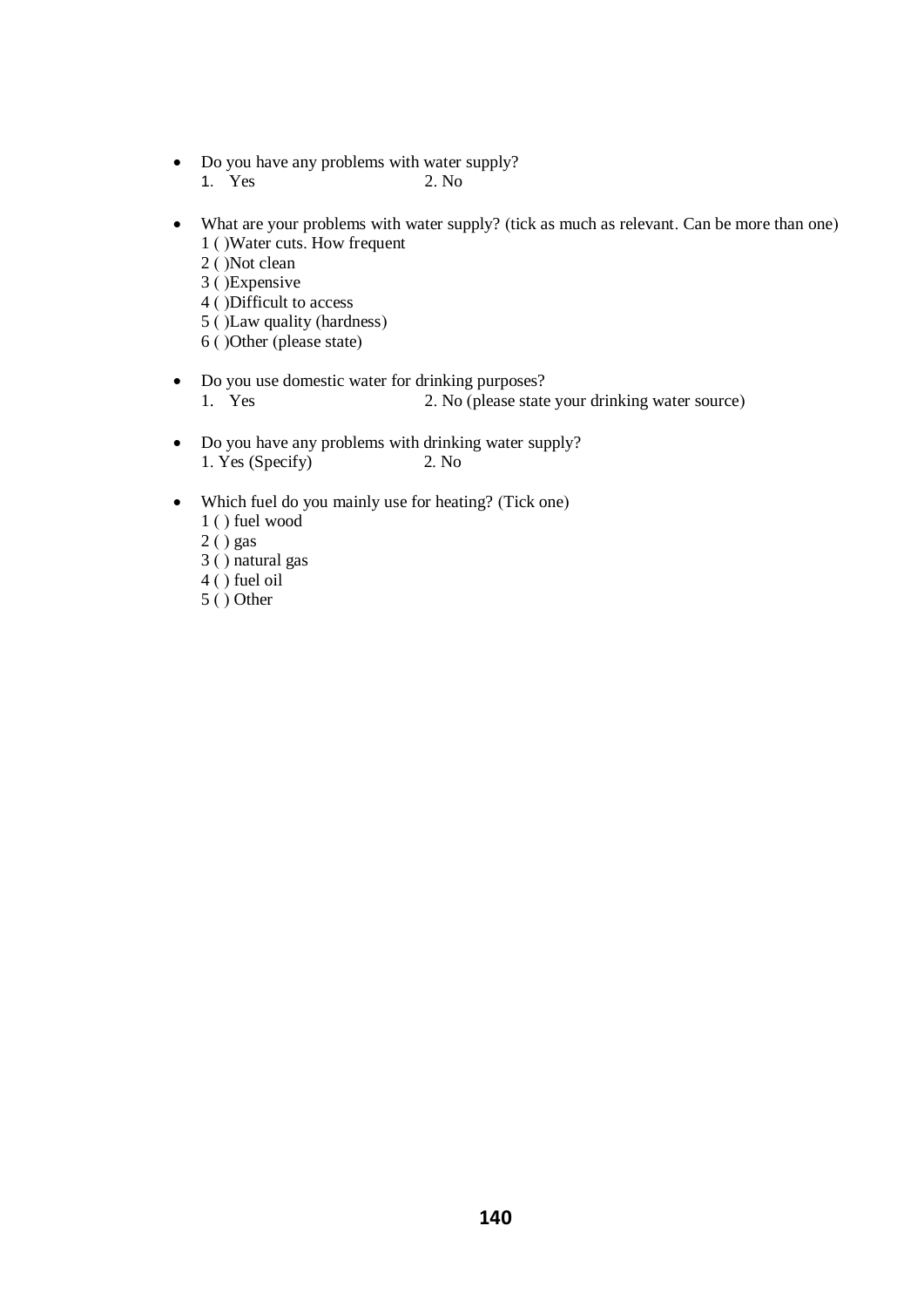- Do you have any problems with water supply?
  1. Yes 2. No

- What are your problems with water supply? (tick as much as relevant. Can be more than one)
  1 ( )Water cuts. How frequent
  2 ( )Not clean
  3 ( )Expensive
  4 ( )Difficult to access
  5 ( )Law quality (hardness)
  6 ( )Other (please state)

- Do you use domestic water for drinking purposes?
  1. Yes 2. No (please state your drinking water source)

- Do you have any problems with drinking water supply?
  1. Yes (Specify) 2. No

- Which fuel do you mainly use for heating? (Tick one)
  1 ( ) fuel wood
  2 ( ) gas
  3 ( ) natural gas
  4 ( ) fuel oil
  5 ( ) Other